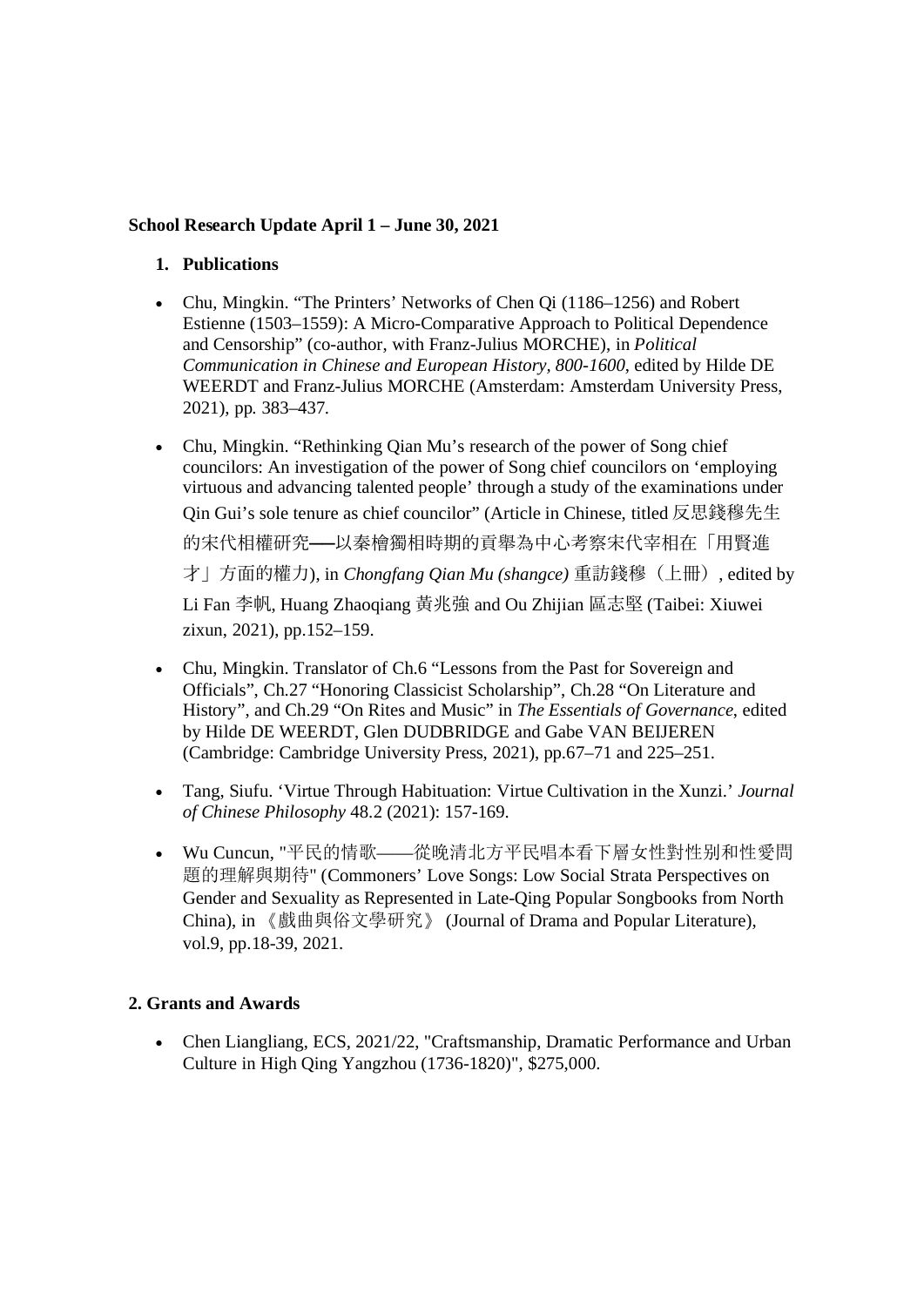**School Research Update April 1 – June 30, 2021**

1. **Publications**

- Chu, Mingkin. "The Printers' Networks of Chen Qi (1186–1256) and Robert Estienne (1503–1559): A Micro-Comparative Approach to Political Dependence and Censorship" (co-author, with Franz-Julius MORCHE), in *Political Communication in Chinese and European History, 800-1600*, edited by Hilde DE WEERDT and Franz-Julius MORCHE (Amsterdam: Amsterdam University Press, 2021), pp. 383–437.

- Chu, Mingkin. "Rethinking Qian Mu's research of the power of Song chief councilors: An investigation of the power of Song chief councilors on 'employing virtuous and advancing talented people' through a study of the examinations under Qin Gui's sole tenure as chief councilor" (Article in Chinese, titled 反思錢穆先生的宋代相權研究──以秦檜獨相時期的貢舉為中心考察宋代宰相在「用賢進才」方面的權力), in *Chongfang Qian Mu (shangce)* 重訪錢穆（上冊）, edited by Li Fan 李帆, Huang Zhaoqiang 黃兆強 and Ou Zhijian 區志堅 (Taibei: Xiuwei zixun, 2021), pp.152–159.

- Chu, Mingkin. Translator of Ch.6 "Lessons from the Past for Sovereign and Officials", Ch.27 "Honoring Classicist Scholarship", Ch.28 "On Literature and History", and Ch.29 "On Rites and Music" in *The Essentials of Governance*, edited by Hilde DE WEERDT, Glen DUDBRIDGE and Gabe VAN BEIJEREN (Cambridge: Cambridge University Press, 2021), pp.67–71 and 225–251.

- Tang, Siufu. 'Virtue Through Habituation: Virtue Cultivation in the Xunzi.' *Journal of Chinese Philosophy* 48.2 (2021): 157-169.

- Wu Cuncun, "平民的情歌——從晚清北方平民唱本看下層女性對性別和性愛問題的理解與期待" (Commoners' Love Songs: Low Social Strata Perspectives on Gender and Sexuality as Represented in Late-Qing Popular Songbooks from North China), in 《戲曲與俗文學研究》 (Journal of Drama and Popular Literature), vol.9, pp.18-39, 2021.

**2. Grants and Awards**

- Chen Liangliang, ECS, 2021/22, "Craftsmanship, Dramatic Performance and Urban Culture in High Qing Yangzhou (1736-1820)", $275,000.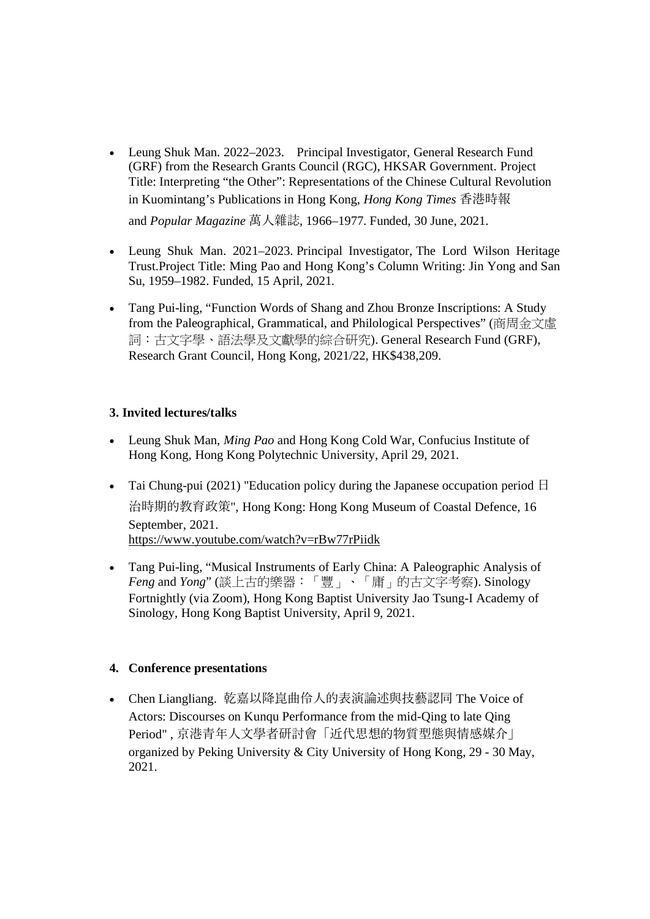- Leung Shuk Man. 2022–2023. Principal Investigator, General Research Fund (GRF) from the Research Grants Council (RGC), HKSAR Government. Project Title: Interpreting "the Other": Representations of the Chinese Cultural Revolution in Kuomintang's Publications in Hong Kong, *Hong Kong Times* 香港時報 and *Popular Magazine* 萬人雜誌, 1966–1977. Funded, 30 June, 2021.

- Leung Shuk Man. 2021–2023. Principal Investigator, The Lord Wilson Heritage Trust.Project Title: Ming Pao and Hong Kong's Column Writing: Jin Yong and San Su, 1959–1982. Funded, 15 April, 2021.

- Tang Pui-ling, "Function Words of Shang and Zhou Bronze Inscriptions: A Study from the Paleographical, Grammatical, and Philological Perspectives" (商周金文虛詞：古文字學、語法學及文獻學的綜合研究). General Research Fund (GRF), Research Grant Council, Hong Kong, 2021/22, HK$438,209.

### 3. Invited lectures/talks

- Leung Shuk Man, *Ming Pao* and Hong Kong Cold War, Confucius Institute of Hong Kong, Hong Kong Polytechnic University, April 29, 2021.

- Tai Chung-pui (2021) "Education policy during the Japanese occupation period 日治時期的教育政策", Hong Kong: Hong Kong Museum of Coastal Defence, 16 September, 2021. https://www.youtube.com/watch?v=rBw77rPiidk

- Tang Pui-ling, "Musical Instruments of Early China: A Paleographic Analysis of *Feng* and *Yong*" (談上古的樂器：「豐」、「庸」的古文字考察). Sinology Fortnightly (via Zoom), Hong Kong Baptist University Jao Tsung-I Academy of Sinology, Hong Kong Baptist University, April 9, 2021.

### 4. Conference presentations

- Chen Liangliang. 乾嘉以降崑曲伶人的表演論述與技藝認同 The Voice of Actors: Discourses on Kunqu Performance from the mid-Qing to late Qing Period" , 京港青年人文學者研討會「近代思想的物質型態與情感媒介」organized by Peking University & City University of Hong Kong, 29 - 30 May, 2021.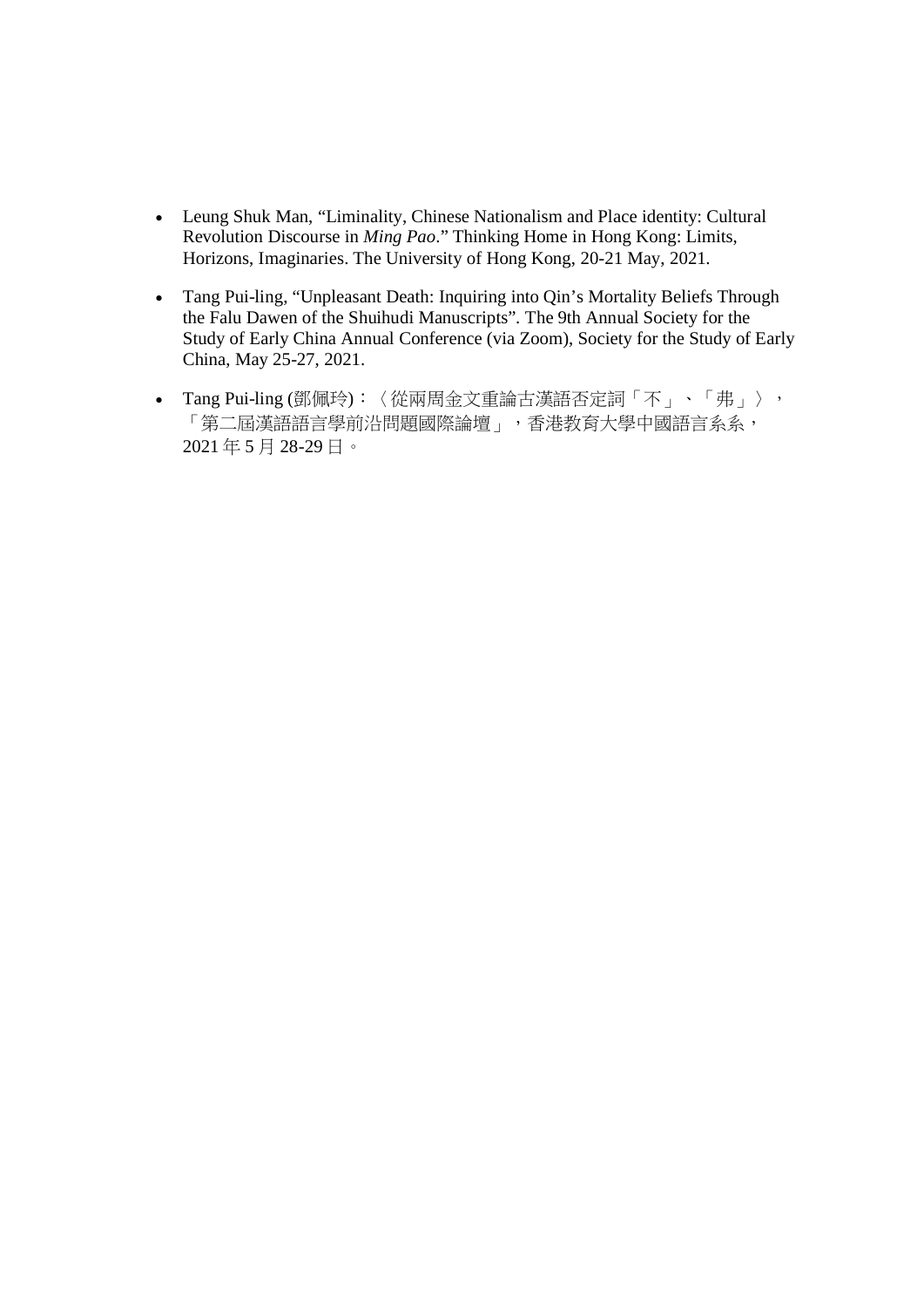- Leung Shuk Man, “Liminality, Chinese Nationalism and Place identity: Cultural Revolution Discourse in *Ming Pao*.” Thinking Home in Hong Kong: Limits, Horizons, Imaginaries. The University of Hong Kong, 20-21 May, 2021.

- Tang Pui-ling, “Unpleasant Death: Inquiring into Qin’s Mortality Beliefs Through the Falu Dawen of the Shuihudi Manuscripts”. The 9th Annual Society for the Study of Early China Annual Conference (via Zoom), Society for the Study of Early China, May 25-27, 2021.

- Tang Pui-ling (鄧佩玲)：〈從兩周金文重論古漢語否定詞「不」、「弗」〉，「第二屆漢語語言學前沿問題國際論壇」，香港教育大學中國語言系系，2021 年 5 月 28-29 日。